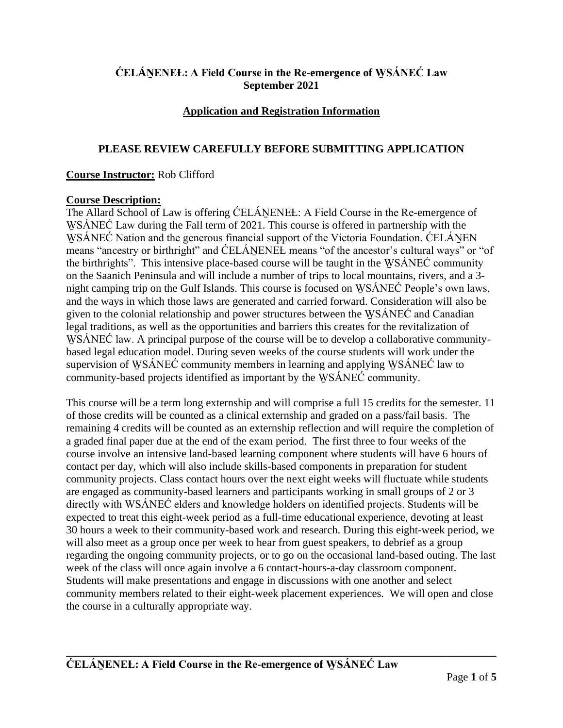# ĆELÁṈENEŁ: A Field Course in the Re-emergence of W̱SÁNEĆ Law
## September 2021

### Application and Registration Information

### PLEASE REVIEW CAREFULLY BEFORE SUBMITTING APPLICATION

**Course Instructor:** Rob Clifford

**Course Description:**

The Allard School of Law is offering ĆELÁṈENEŁ: A Field Course in the Re-emergence of W̱SÁNEĆ Law during the Fall term of 2021. This course is offered in partnership with the W̱SÁNEĆ Nation and the generous financial support of the Victoria Foundation. ĆELÁṈEN means "ancestry or birthright" and ĆELÁṈENEŁ means "of the ancestor's cultural ways" or "of the birthrights". This intensive place-based course will be taught in the W̱SÁNEĆ community on the Saanich Peninsula and will include a number of trips to local mountains, rivers, and a 3-night camping trip on the Gulf Islands. This course is focused on W̱SÁNEĆ People's own laws, and the ways in which those laws are generated and carried forward. Consideration will also be given to the colonial relationship and power structures between the W̱SÁNEĆ and Canadian legal traditions, as well as the opportunities and barriers this creates for the revitalization of W̱SÁNEĆ law. A principal purpose of the course will be to develop a collaborative community-based legal education model. During seven weeks of the course students will work under the supervision of W̱SÁNEĆ community members in learning and applying W̱SÁNEĆ law to community-based projects identified as important by the W̱SÁNEĆ community.

This course will be a term long externship and will comprise a full 15 credits for the semester. 11 of those credits will be counted as a clinical externship and graded on a pass/fail basis. The remaining 4 credits will be counted as an externship reflection and will require the completion of a graded final paper due at the end of the exam period. The first three to four weeks of the course involve an intensive land-based learning component where students will have 6 hours of contact per day, which will also include skills-based components in preparation for student community projects. Class contact hours over the next eight weeks will fluctuate while students are engaged as community-based learners and participants working in small groups of 2 or 3 directly with WSÁNEĆ elders and knowledge holders on identified projects. Students will be expected to treat this eight-week period as a full-time educational experience, devoting at least 30 hours a week to their community-based work and research. During this eight-week period, we will also meet as a group once per week to hear from guest speakers, to debrief as a group regarding the ongoing community projects, or to go on the occasional land-based outing. The last week of the class will once again involve a 6 contact-hours-a-day classroom component. Students will make presentations and engage in discussions with one another and select community members related to their eight-week placement experiences. We will open and close the course in a culturally appropriate way.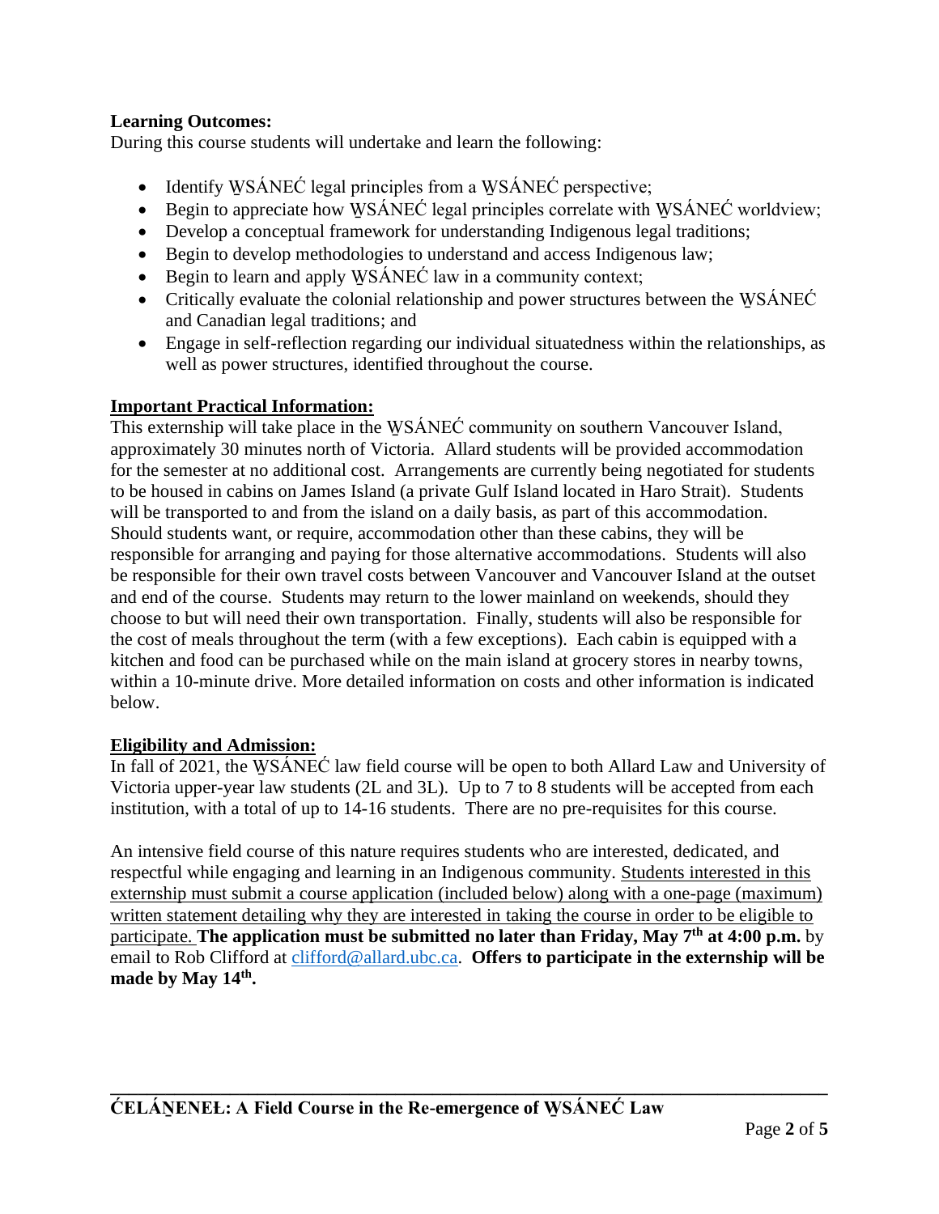**Learning Outcomes:**
During this course students will undertake and learn the following:

- Identify W̱SÁNEĆ legal principles from a W̱SÁNEĆ perspective;
- Begin to appreciate how W̱SÁNEĆ legal principles correlate with W̱SÁNEĆ worldview;
- Develop a conceptual framework for understanding Indigenous legal traditions;
- Begin to develop methodologies to understand and access Indigenous law;
- Begin to learn and apply W̱SÁNEĆ law in a community context;
- Critically evaluate the colonial relationship and power structures between the W̱SÁNEĆ and Canadian legal traditions; and
- Engage in self-reflection regarding our individual situatedness within the relationships, as well as power structures, identified throughout the course.

**Important Practical Information:**
This externship will take place in the W̱SÁNEĆ community on southern Vancouver Island, approximately 30 minutes north of Victoria. Allard students will be provided accommodation for the semester at no additional cost. Arrangements are currently being negotiated for students to be housed in cabins on James Island (a private Gulf Island located in Haro Strait). Students will be transported to and from the island on a daily basis, as part of this accommodation. Should students want, or require, accommodation other than these cabins, they will be responsible for arranging and paying for those alternative accommodations. Students will also be responsible for their own travel costs between Vancouver and Vancouver Island at the outset and end of the course. Students may return to the lower mainland on weekends, should they choose to but will need their own transportation. Finally, students will also be responsible for the cost of meals throughout the term (with a few exceptions). Each cabin is equipped with a kitchen and food can be purchased while on the main island at grocery stores in nearby towns, within a 10-minute drive. More detailed information on costs and other information is indicated below.

**Eligibility and Admission:**
In fall of 2021, the W̱SÁNEĆ law field course will be open to both Allard Law and University of Victoria upper-year law students (2L and 3L). Up to 7 to 8 students will be accepted from each institution, with a total of up to 14-16 students. There are no pre-requisites for this course.

An intensive field course of this nature requires students who are interested, dedicated, and respectful while engaging and learning in an Indigenous community. Students interested in this externship must submit a course application (included below) along with a one-page (maximum) written statement detailing why they are interested in taking the course in order to be eligible to participate. **The application must be submitted no later than Friday, May 7th at 4:00 p.m.** by email to Rob Clifford at clifford@allard.ubc.ca. **Offers to participate in the externship will be made by May 14th.**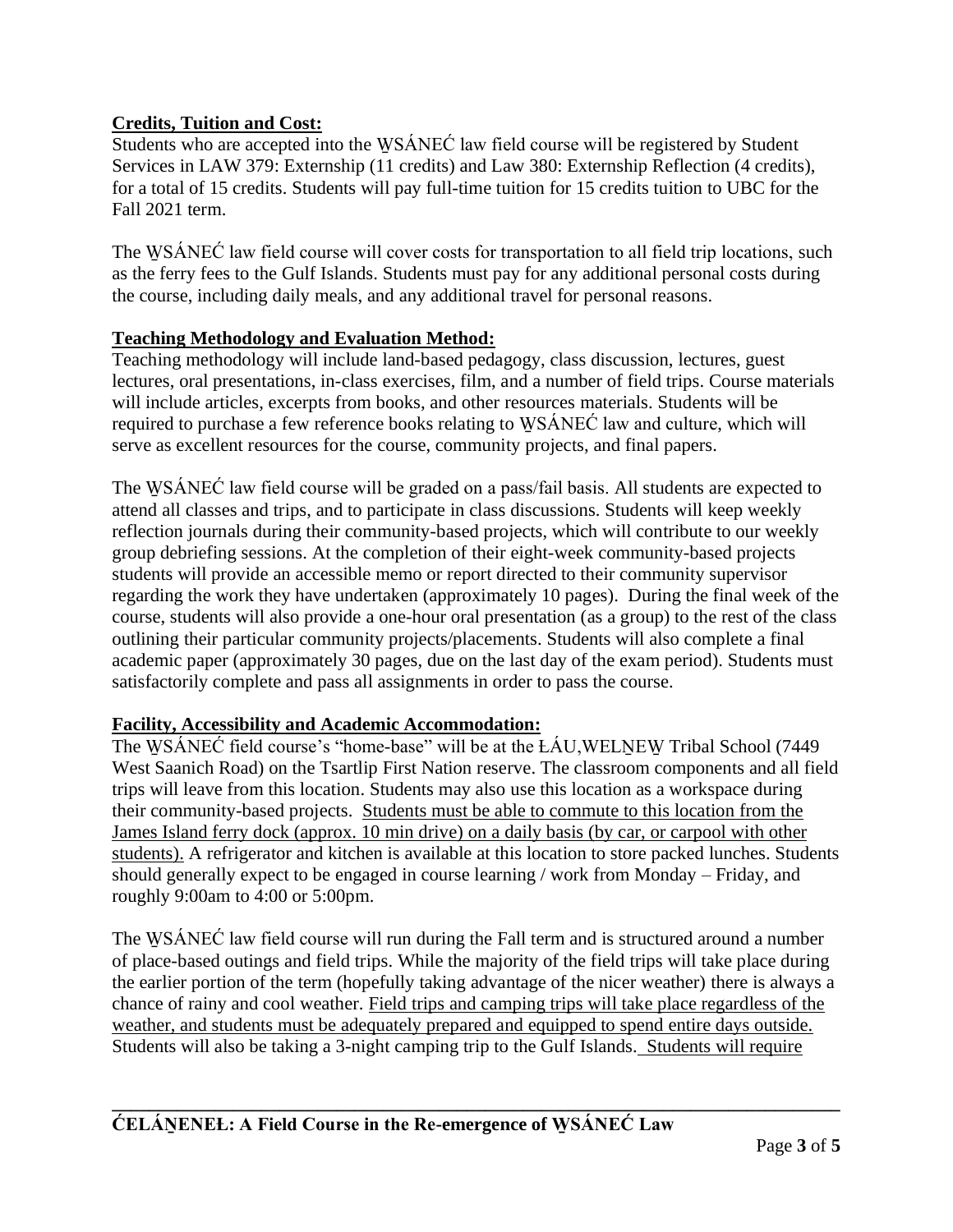## Credits, Tuition and Cost:

Students who are accepted into the W̱SÁNEĆ law field course will be registered by Student Services in LAW 379: Externship (11 credits) and Law 380: Externship Reflection (4 credits), for a total of 15 credits. Students will pay full-time tuition for 15 credits tuition to UBC for the Fall 2021 term.

The W̱SÁNEĆ law field course will cover costs for transportation to all field trip locations, such as the ferry fees to the Gulf Islands. Students must pay for any additional personal costs during the course, including daily meals, and any additional travel for personal reasons.

## Teaching Methodology and Evaluation Method:

Teaching methodology will include land-based pedagogy, class discussion, lectures, guest lectures, oral presentations, in-class exercises, film, and a number of field trips. Course materials will include articles, excerpts from books, and other resources materials. Students will be required to purchase a few reference books relating to W̱SÁNEĆ law and culture, which will serve as excellent resources for the course, community projects, and final papers.

The W̱SÁNEĆ law field course will be graded on a pass/fail basis. All students are expected to attend all classes and trips, and to participate in class discussions. Students will keep weekly reflection journals during their community-based projects, which will contribute to our weekly group debriefing sessions. At the completion of their eight-week community-based projects students will provide an accessible memo or report directed to their community supervisor regarding the work they have undertaken (approximately 10 pages). During the final week of the course, students will also provide a one-hour oral presentation (as a group) to the rest of the class outlining their particular community projects/placements. Students will also complete a final academic paper (approximately 30 pages, due on the last day of the exam period). Students must satisfactorily complete and pass all assignments in order to pass the course.

## Facility, Accessibility and Academic Accommodation:

The W̱SÁNEĆ field course's "home-base" will be at the ȽÁU,WELṈEW̱ Tribal School (7449 West Saanich Road) on the Tsartlip First Nation reserve. The classroom components and all field trips will leave from this location. Students may also use this location as a workspace during their community-based projects. Students must be able to commute to this location from the James Island ferry dock (approx. 10 min drive) on a daily basis (by car, or carpool with other students). A refrigerator and kitchen is available at this location to store packed lunches. Students should generally expect to be engaged in course learning / work from Monday – Friday, and roughly 9:00am to 4:00 or 5:00pm.

The W̱SÁNEĆ law field course will run during the Fall term and is structured around a number of place-based outings and field trips. While the majority of the field trips will take place during the earlier portion of the term (hopefully taking advantage of the nicer weather) there is always a chance of rainy and cool weather. Field trips and camping trips will take place regardless of the weather, and students must be adequately prepared and equipped to spend entire days outside. Students will also be taking a 3-night camping trip to the Gulf Islands. Students will require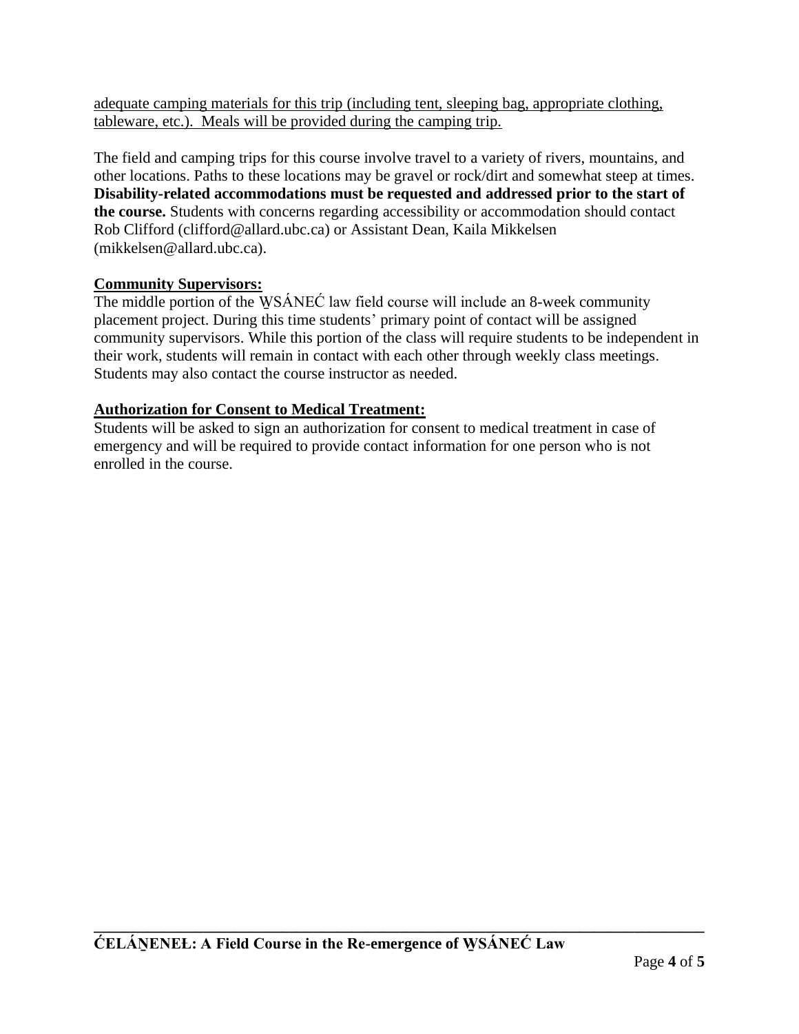adequate camping materials for this trip (including tent, sleeping bag, appropriate clothing, tableware, etc.). Meals will be provided during the camping trip.

The field and camping trips for this course involve travel to a variety of rivers, mountains, and other locations. Paths to these locations may be gravel or rock/dirt and somewhat steep at times. **Disability-related accommodations must be requested and addressed prior to the start of the course.** Students with concerns regarding accessibility or accommodation should contact Rob Clifford (clifford@allard.ubc.ca) or Assistant Dean, Kaila Mikkelsen (mikkelsen@allard.ubc.ca).

**Community Supervisors:**

The middle portion of the W̱SÁNEĆ law field course will include an 8-week community placement project. During this time students' primary point of contact will be assigned community supervisors. While this portion of the class will require students to be independent in their work, students will remain in contact with each other through weekly class meetings. Students may also contact the course instructor as needed.

**Authorization for Consent to Medical Treatment:**

Students will be asked to sign an authorization for consent to medical treatment in case of emergency and will be required to provide contact information for one person who is not enrolled in the course.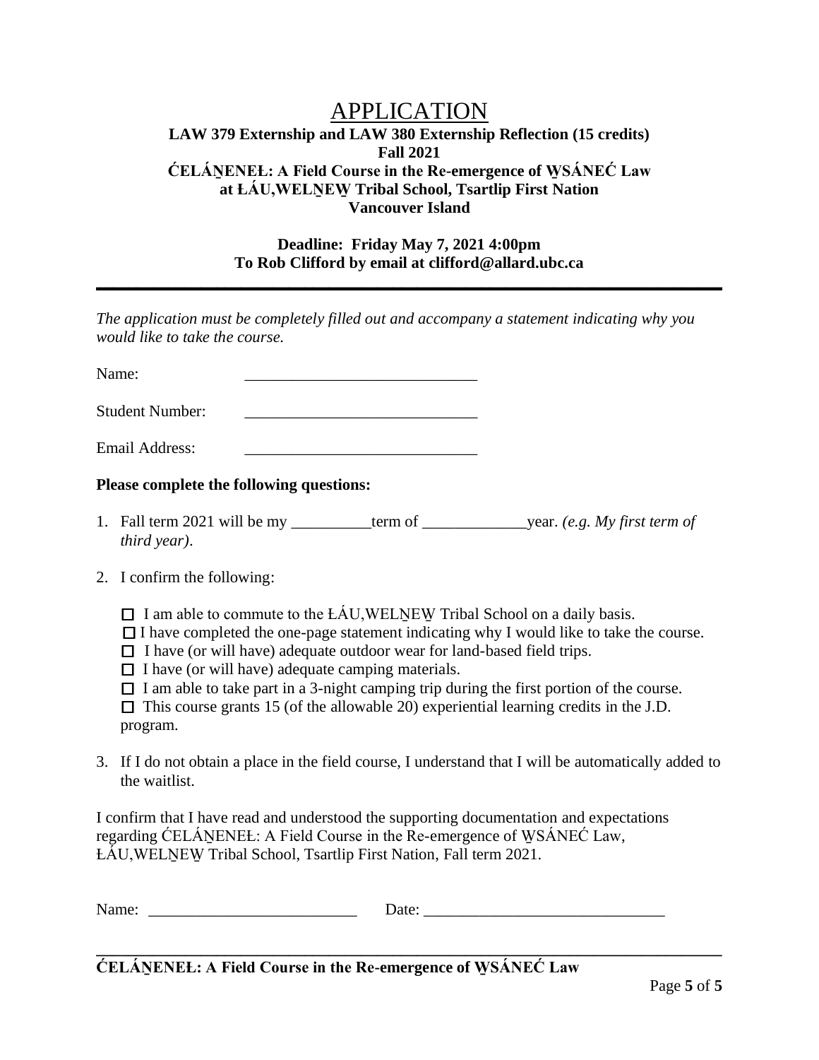# APPLICATION

**LAW 379 Externship and LAW 380 Externship Reflection (15 credits)**
**Fall 2021**
**ĆELÁṈENEȽ: A Field Course in the Re-emergence of W̱SÁNEĆ Law**
**at ȽÁU,WELṈEW̱ Tribal School, Tsartlip First Nation**
**Vancouver Island**

**Deadline: Friday May 7, 2021 4:00pm**
**To Rob Clifford by email at clifford@allard.ubc.ca**

---

*The application must be completely filled out and accompany a statement indicating why you would like to take the course.*

Name: ____________________________

Student Number: ____________________________

Email Address: ____________________________

**Please complete the following questions:**

1. Fall term 2021 will be my __________term of _____________year. *(e.g. My first term of third year)*.

2. I confirm the following:

   ☐ I am able to commute to the ȽÁU,WELṈEW̱ Tribal School on a daily basis.
   ☐ I have completed the one-page statement indicating why I would like to take the course.
   ☐ I have (or will have) adequate outdoor wear for land-based field trips.
   ☐ I have (or will have) adequate camping materials.
   ☐ I am able to take part in a 3-night camping trip during the first portion of the course.
   ☐ This course grants 15 (of the allowable 20) experiential learning credits in the J.D. program.

3. If I do not obtain a place in the field course, I understand that I will be automatically added to the waitlist.

I confirm that I have read and understood the supporting documentation and expectations regarding ĆELÁṈENEȽ: A Field Course in the Re-emergence of W̱SÁNEĆ Law, ȽÁU,WELṈEW̱ Tribal School, Tsartlip First Nation, Fall term 2021.

Name: __________________________ Date: ______________________________